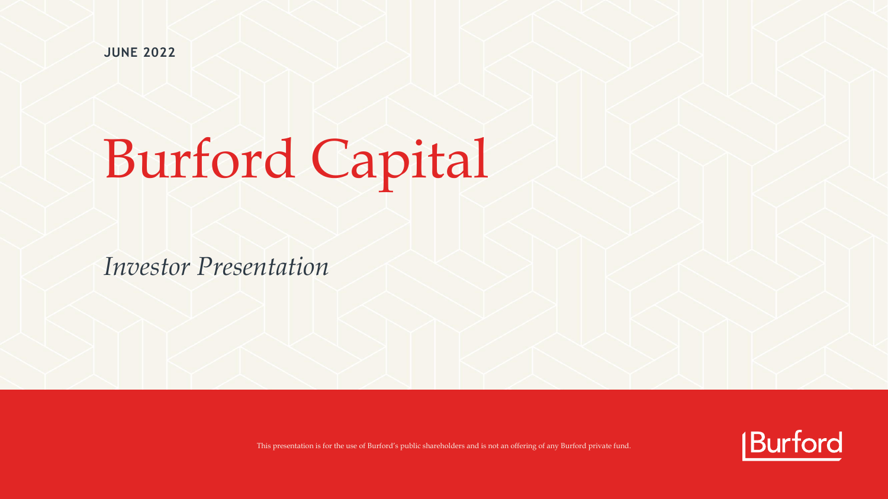**JUNE 2022**

# Burford Capital

*Investor Presentation*

This presentation is for the use of Burford's public shareholders and is not an offering of any Burford private fund.

Burford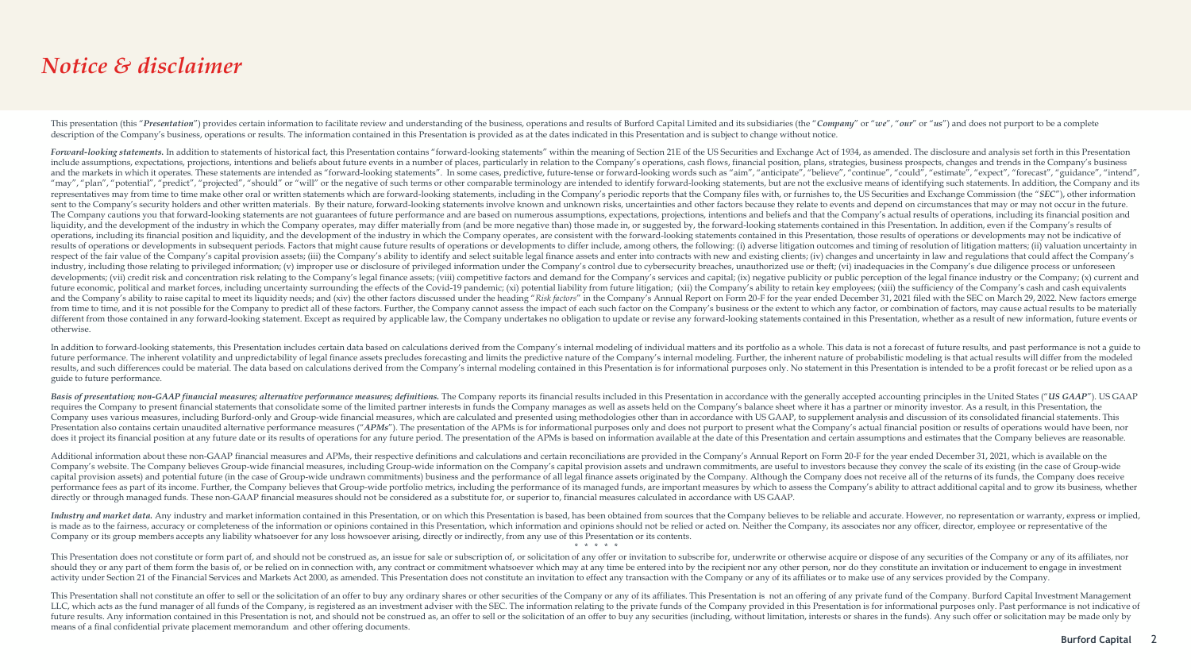# *Notice & disclaimer*

This presentation (this "*Presentation*") provides certain information to facilitate review and understanding of the business, operations and results of Burford Capital Limited and its subsidiaries (the "*Company*" or "*we*", "*our*" or "*us*") and does not purport to be a complete description of the Company's business, operations or results. The information contained in this Presentation is provided as at the dates indicated in this Presentation and is subject to change without notice.

***Forward-looking statements.*** In addition to statements of historical fact, this Presentation contains "forward-looking statements" within the meaning of Section 21E of the US Securities and Exchange Act of 1934, as amended. The disclosure and analysis set forth in this Presentation include assumptions, expectations, projections, intentions and beliefs about future events in a number of places, particularly in relation to the Company's operations, cash flows, financial position, plans, strategies, business prospects, changes and trends in the Company's business and the markets in which it operates. These statements are intended as "forward-looking statements". In some cases, predictive, future-tense or forward-looking words such as "aim", "anticipate", "believe", "continue", "could", "estimate", "expect", "forecast", "guidance", "intend", "may", "plan", "potential", "predict", "projected", "should" or "will" or the negative of such terms or other comparable terminology are intended to identify forward-looking statements, but are not the exclusive means of identifying such statements. In addition, the Company and its representatives may from time to time make other oral or written statements which are forward-looking statements, including in the Company's periodic reports that the Company files with, or furnishes to, the US Securities and Exchange Commission (the "*SEC*"), other information sent to the Company's security holders and other written materials. By their nature, forward-looking statements involve known and unknown risks, uncertainties and other factors because they relate to events and depend on circumstances that may or may not occur in the future. The Company cautions you that forward-looking statements are not guarantees of future performance and are based on numerous assumptions, expectations, projections, intentions and beliefs and that the Company's actual results of operations, including its financial position and liquidity, and the development of the industry in which the Company operates, may differ materially from (and be more negative than) those made in, or suggested by, the forward-looking statements contained in this Presentation. In addition, even if the Company's results of operations, including its financial position and liquidity, and the development of the industry in which the Company operates, are consistent with the forward-looking statements contained in this Presentation, those results of operations or developments may not be indicative of results of operations or developments in subsequent periods. Factors that might cause future results of operations or developments to differ include, among others, the following: (i) adverse litigation outcomes and timing of resolution of litigation matters; (ii) valuation uncertainty in respect of the fair value of the Company's capital provision assets; (iii) the Company's ability to identify and select suitable legal finance assets and enter into contracts with new and existing clients; (iv) changes and uncertainty in law and regulations that could affect the Company's industry, including those relating to privileged information; (v) improper use or disclosure of privileged information under the Company's control due to cybersecurity breaches, unauthorized use or theft; (vi) inadequacies in the Company's due diligence process or unforeseen developments; (vii) credit risk and concentration risk relating to the Company's legal finance assets; (viii) competitive factors and demand for the Company's services and capital; (ix) negative publicity or public perception of the legal finance industry or the Company; (x) current and future economic, political and market forces, including uncertainty surrounding the effects of the Covid-19 pandemic; (xi) potential liability from future litigation; (xii) the Company's ability to retain key employees; (xiii) the sufficiency of the Company's cash and cash equivalents and the Company's ability to raise capital to meet its liquidity needs; and (xiv) the other factors discussed under the heading "*Risk factors*" in the Company's Annual Report on Form 20-F for the year ended December 31, 2021 filed with the SEC on March 29, 2022. New factors emerge from time to time, and it is not possible for the Company to predict all of these factors. Further, the Company cannot assess the impact of each such factor on the Company's business or the extent to which any factor, or combination of factors, may cause actual results to be materially different from those contained in any forward-looking statement. Except as required by applicable law, the Company undertakes no obligation to update or revise any forward-looking statements contained in this Presentation, whether as a result of new information, future events or otherwise.

In addition to forward-looking statements, this Presentation includes certain data based on calculations derived from the Company's internal modeling of individual matters and its portfolio as a whole. This data is not a forecast of future results, and past performance is not a guide to future performance. The inherent volatility and unpredictability of legal finance assets precludes forecasting and limits the predictive nature of the Company's internal modeling. Further, the inherent nature of probabilistic modeling is that actual results will differ from the modeled results, and such differences could be material. The data based on calculations derived from the Company's internal modeling contained in this Presentation is for informational purposes only. No statement in this Presentation is intended to be a profit forecast or be relied upon as a guide to future performance.

***Basis of presentation; non-GAAP financial measures; alternative performance measures; definitions.*** The Company reports its financial results included in this Presentation in accordance with the generally accepted accounting principles in the United States ("*US GAAP*"). US GAAP requires the Company to present financial statements that consolidate some of the limited partner interests in funds the Company manages as well as assets held on the Company's balance sheet where it has a partner or minority investor. As a result, in this Presentation, the Company uses various measures, including Burford-only and Group-wide financial measures, which are calculated and presented using methodologies other than in accordance with US GAAP, to supplement analysis and discussion of its consolidated financial statements. This Presentation also contains certain unaudited alternative performance measures ("*APMs*"). The presentation of the APMs is for informational purposes only and does not purport to present what the Company's actual financial position or results of operations would have been, nor does it project its financial position at any future date or its results of operations for any future period. The presentation of the APMs is based on information available at the date of this Presentation and certain assumptions and estimates that the Company believes are reasonable.

Additional information about these non-GAAP financial measures and APMs, their respective definitions and calculations and certain reconciliations are provided in the Company's Annual Report on Form 20-F for the year ended December 31, 2021, which is available on the Company's website. The Company believes Group-wide financial measures, including Group-wide information on the Company's capital provision assets and undrawn commitments, are useful to investors because they convey the scale of its existing (in the case of Group-wide capital provision assets) and potential future (in the case of Group-wide undrawn commitments) business and the performance of all legal finance assets originated by the Company. Although the Company does not receive all of the returns of its funds, the Company does receive performance fees as part of its income. Further, the Company believes that Group-wide portfolio metrics, including the performance of its managed funds, are important measures by which to assess the Company's ability to attract additional capital and to grow its business, whether directly or through managed funds. These non-GAAP financial measures should not be considered as a substitute for, or superior to, financial measures calculated in accordance with US GAAP.

***Industry and market data.*** Any industry and market information contained in this Presentation, or on which this Presentation is based, has been obtained from sources that the Company believes to be reliable and accurate. However, no representation or warranty, express or implied, is made as to the fairness, accuracy or completeness of the information or opinions contained in this Presentation, which information and opinions should not be relied or acted on. Neither the Company, its associates nor any officer, director, employee or representative of the Company or its group members accepts any liability whatsoever for any loss howsoever arising, directly or indirectly, from any use of this Presentation or its contents.

\* \* \* \* \*

This Presentation does not constitute or form part of, and should not be construed as, an issue for sale or subscription of, or solicitation of any offer or invitation to subscribe for, underwrite or otherwise acquire or dispose of any securities of the Company or any of its affiliates, nor should they or any part of them form the basis of, or be relied on in connection with, any contract or commitment whatsoever which may at any time be entered into by the recipient nor any other person, nor do they constitute an invitation or inducement to engage in investment activity under Section 21 of the Financial Services and Markets Act 2000, as amended. This Presentation does not constitute an invitation to effect any transaction with the Company or any of its affiliates or to make use of any services provided by the Company.

This Presentation shall not constitute an offer to sell or the solicitation of an offer to buy any ordinary shares or other securities of the Company or any of its affiliates. This Presentation is not an offering of any private fund of the Company. Burford Capital Investment Management LLC, which acts as the fund manager of all funds of the Company, is registered as an investment adviser with the SEC. The information relating to the private funds of the Company provided in this Presentation is for informational purposes only. Past performance is not indicative of future results. Any information contained in this Presentation is not, and should not be construed as, an offer to sell or the solicitation of an offer to buy any securities (including, without limitation, interests or shares in the funds). Any such offer or solicitation may be made only by means of a final confidential private placement memorandum and other offering documents.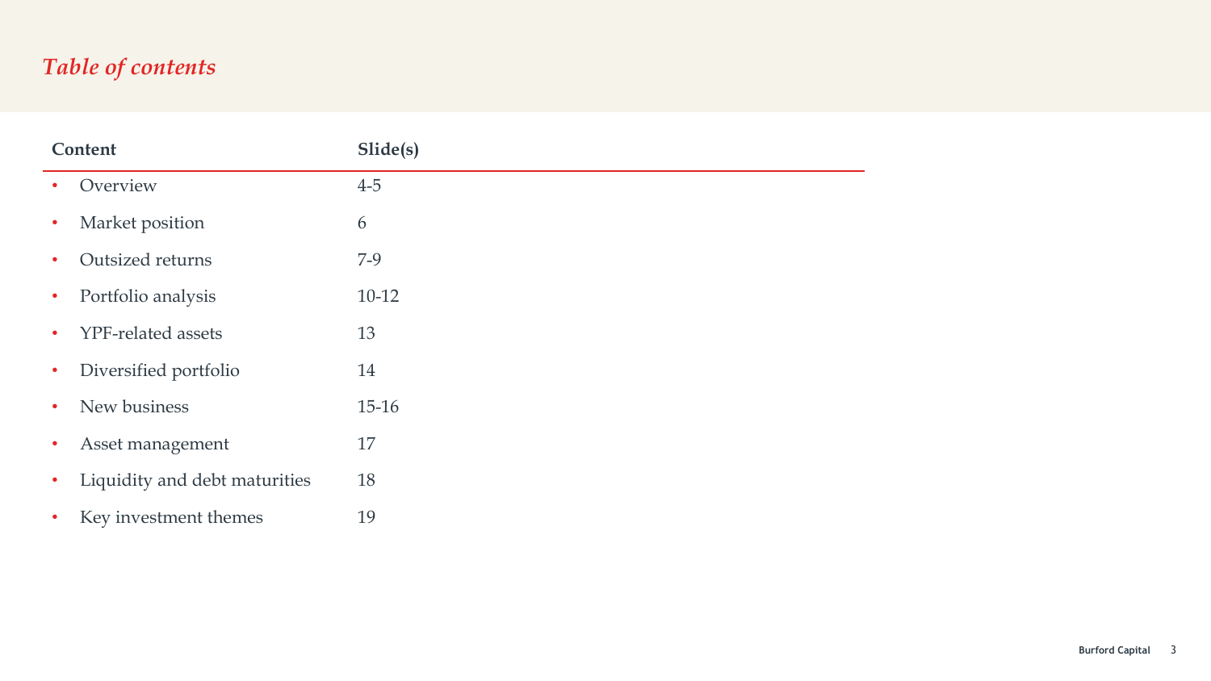# *Table of contents*

| Content | Slide(s) |
|---|---|
| • Overview | 4-5 |
| • Market position | 6 |
| • Outsized returns | 7-9 |
| • Portfolio analysis | 10-12 |
| • YPF-related assets | 13 |
| • Diversified portfolio | 14 |
| • New business | 15-16 |
| • Asset management | 17 |
| • Liquidity and debt maturities | 18 |
| • Key investment themes | 19 |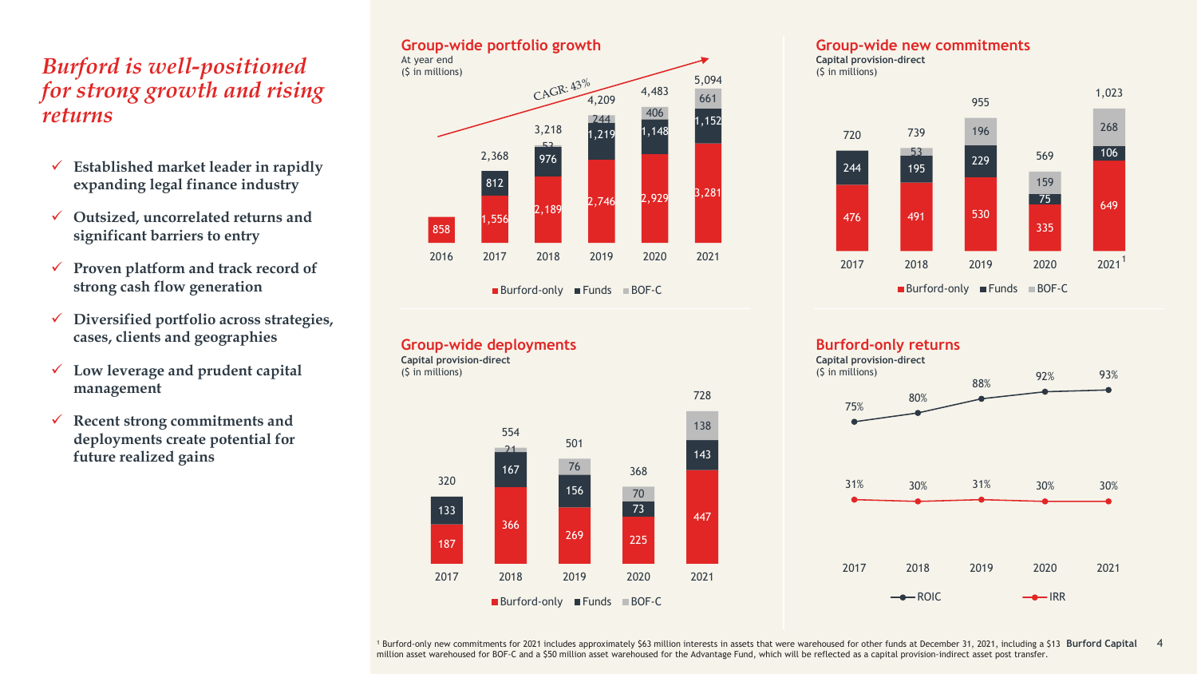# Burford is well-positioned for strong growth and rising returns

- ✓ Established market leader in rapidly expanding legal finance industry
- ✓ Outsized, uncorrelated returns and significant barriers to entry
- ✓ Proven platform and track record of strong cash flow generation
- ✓ Diversified portfolio across strategies, cases, clients and geographies
- ✓ Low leverage and prudent capital management
- ✓ Recent strong commitments and deployments create potential for future realized gains

## Group-wide portfolio growth

At year end
($ in millions)

CAGR: 43%

| | 2016 | 2017 | 2018 | 2019 | 2020 | 2021 |
|---|---|---|---|---|---|---|
| Burford-only | 858 | 1,556 | 2,189 | 2,746 | 2,929 | 3,281 |
| Funds | | 812 | 976 | 1,219 | 1,148 | 1,152 |
| BOF-C | | | 53 | 244 | 406 | 661 |
| Total | 858 | 2,368 | 3,218 | 4,209 | 4,483 | 5,094 |

## Group-wide new commitments

Capital provision-direct
($ in millions)

| | 2017 | 2018 | 2019 | 2020 | 2021[1] |
|---|---|---|---|---|---|
| Burford-only | 476 | 491 | 530 | 335 | 649 |
| Funds | 244 | 195 | 229 | 75 | 106 |
| BOF-C | | 53 | 196 | 159 | 268 |
| Total | 720 | 739 | 955 | 569 | 1,023 |

## Group-wide deployments

Capital provision-direct
($ in millions)

| | 2017 | 2018 | 2019 | 2020 | 2021 |
|---|---|---|---|---|---|
| Burford-only | 187 | 366 | 269 | 225 | 447 |
| Funds | 133 | 167 | 156 | 73 | 143 |
| BOF-C | | 21 | 76 | 70 | 138 |
| Total | 320 | 554 | 501 | 368 | 728 |

## Burford-only returns

Capital provision-direct
($ in millions)

| | 2017 | 2018 | 2019 | 2020 | 2021 |
|---|---|---|---|---|---|
| ROIC | 75% | 80% | 88% | 92% | 93% |
| IRR | 31% | 30% | 31% | 30% | 30% |

[1] Burford-only new commitments for 2021 includes approximately $63 million interests in assets that were warehoused for other funds at December 31, 2021, including a $13 million asset warehoused for BOF-C and a $50 million asset warehoused for the Advantage Fund, which will be reflected as a capital provision-indirect asset post transfer.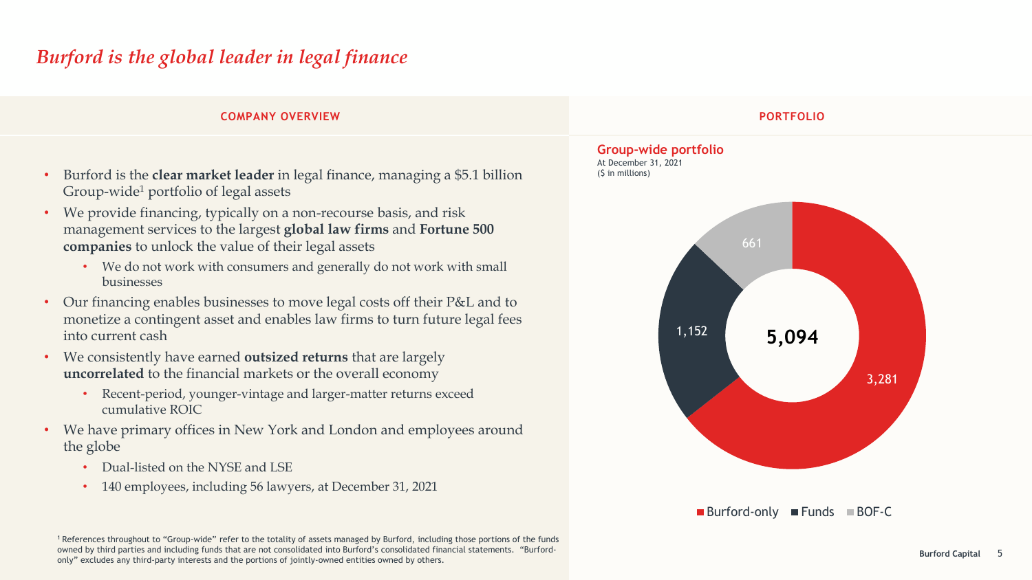# *Burford is the global leader in legal finance*

## COMPANY OVERVIEW

- Burford is the **clear market leader** in legal finance, managing a $5.1 billion Group-wide[1] portfolio of legal assets
- We provide financing, typically on a non-recourse basis, and risk management services to the largest **global law firms** and **Fortune 500 companies** to unlock the value of their legal assets
  - We do not work with consumers and generally do not work with small businesses
- Our financing enables businesses to move legal costs off their P&L and to monetize a contingent asset and enables law firms to turn future legal fees into current cash
- We consistently have earned **outsized returns** that are largely **uncorrelated** to the financial markets or the overall economy
  - Recent-period, younger-vintage and larger-matter returns exceed cumulative ROIC
- We have primary offices in New York and London and employees around the globe
  - Dual-listed on the NYSE and LSE
  - 140 employees, including 56 lawyers, at December 31, 2021

## PORTFOLIO

**Group-wide portfolio**
At December 31, 2021
($ in millions)

| Segment | Value |
|---|---|
| Burford-only | 3,281 |
| Funds | 1,152 |
| BOF-C | 661 |
| **Total** | **5,094** |

[1] References throughout to "Group-wide" refer to the totality of assets managed by Burford, including those portions of the funds owned by third parties and including funds that are not consolidated into Burford's consolidated financial statements. "Burford-only" excludes any third-party interests and the portions of jointly-owned entities owned by others.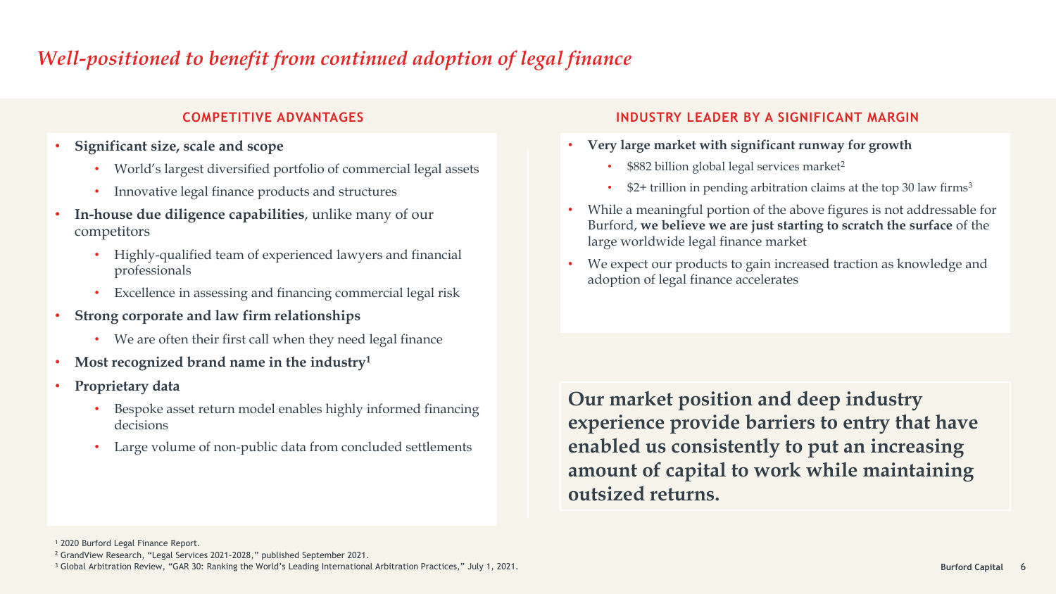# *Well-positioned to benefit from continued adoption of legal finance*

## COMPETITIVE ADVANTAGES

- **Significant size, scale and scope**
  - World's largest diversified portfolio of commercial legal assets
  - Innovative legal finance products and structures
- **In-house due diligence capabilities**, unlike many of our competitors
  - Highly-qualified team of experienced lawyers and financial professionals
  - Excellence in assessing and financing commercial legal risk
- **Strong corporate and law firm relationships**
  - We are often their first call when they need legal finance
- **Most recognized brand name in the industry**[1]
- **Proprietary data**
  - Bespoke asset return model enables highly informed financing decisions
  - Large volume of non-public data from concluded settlements

## INDUSTRY LEADER BY A SIGNIFICANT MARGIN

- **Very large market with significant runway for growth**
  - $882 billion global legal services market[2]
  - $2+ trillion in pending arbitration claims at the top 30 law firms[3]
- While a meaningful portion of the above figures is not addressable for Burford, **we believe we are just starting to scratch the surface** of the large worldwide legal finance market
- We expect our products to gain increased traction as knowledge and adoption of legal finance accelerates

**Our market position and deep industry experience provide barriers to entry that have enabled us consistently to put an increasing amount of capital to work while maintaining outsized returns.**

[1] 2020 Burford Legal Finance Report.
[2] GrandView Research, "Legal Services 2021-2028," published September 2021.
[3] Global Arbitration Review, "GAR 30: Ranking the World's Leading International Arbitration Practices," July 1, 2021.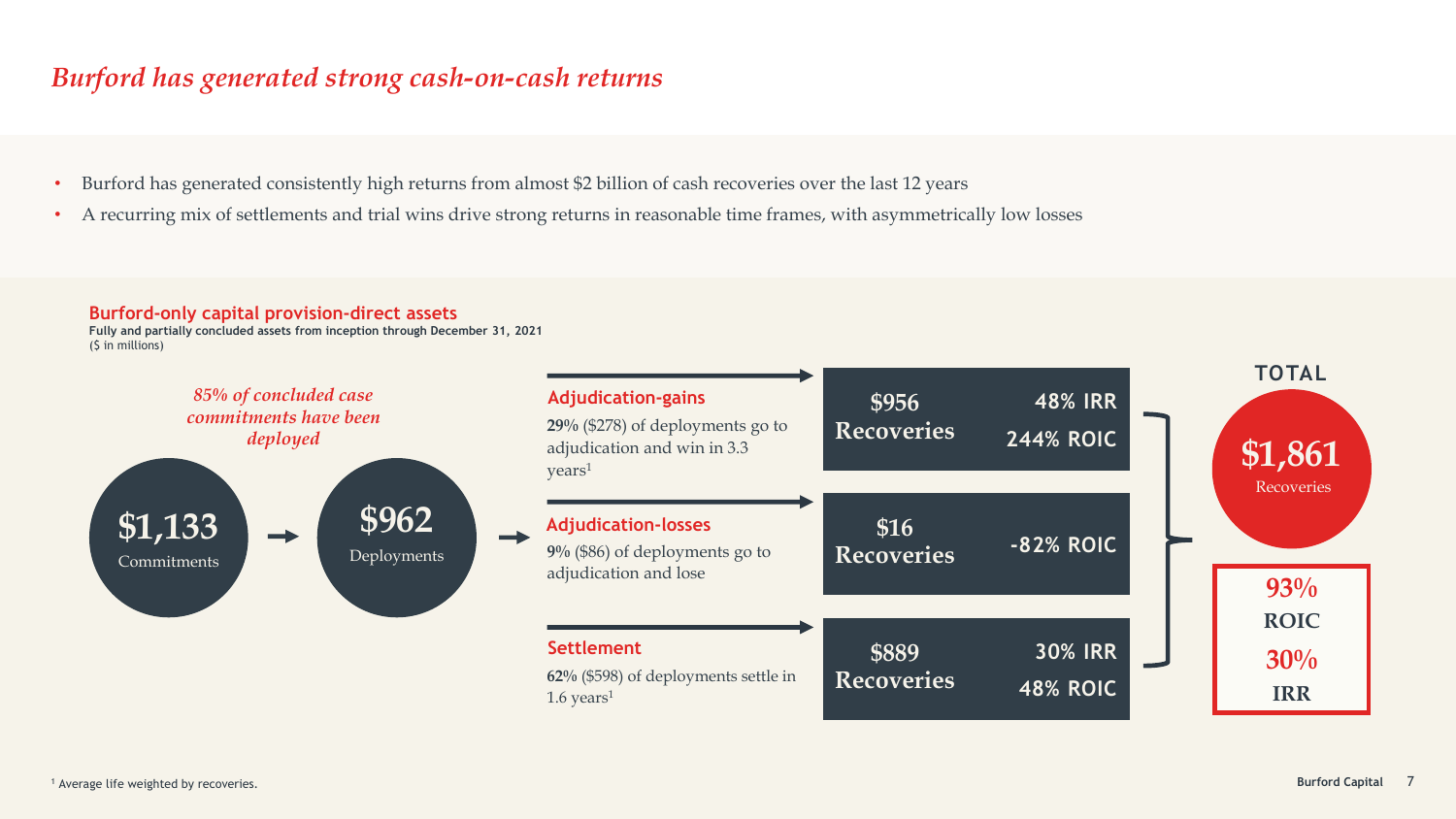# *Burford has generated strong cash-on-cash returns*

- Burford has generated consistently high returns from almost $2 billion of cash recoveries over the last 12 years
- A recurring mix of settlements and trial wins drive strong returns in reasonable time frames, with asymmetrically low losses

## Burford-only capital provision-direct assets

**Fully and partially concluded assets from inception through December 31, 2021**
($ in millions)

*85% of concluded case commitments have been deployed*

**$1,133** Commitments → **$962** Deployments →

| Outcome | Description | Recoveries | IRR | ROIC |
|---|---|---|---|---|
| **Adjudication-gains** | **29%** ($278) of deployments go to adjudication and win in 3.3 years[1] | $956 | 48% | 244% |
| **Adjudication-losses** | **9%** ($86) of deployments go to adjudication and lose | $16 | | -82% |
| **Settlement** | **62%** ($598) of deployments settle in 1.6 years[1] | $889 | 30% | 48% |

**TOTAL**

**$1,861** Recoveries

**93%** ROIC

**30%** IRR

[1] Average life weighted by recoveries.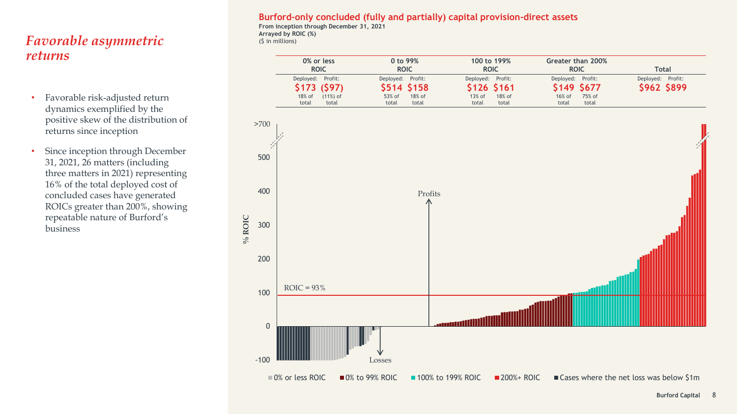## *Favorable asymmetric returns*

- Favorable risk-adjusted return dynamics exemplified by the positive skew of the distribution of returns since inception
- Since inception through December 31, 2021, 26 matters (including three matters in 2021) representing 16% of the total deployed cost of concluded cases have generated ROICs greater than 200%, showing repeatable nature of Burford's business

**Burford-only concluded (fully and partially) capital provision-direct assets**

**From inception through December 31, 2021**
**Arrayed by ROIC (%)**
($ in millions)

| 0% or less ROIC | | 0 to 99% ROIC | | 100 to 199% ROIC | | Greater than 200% ROIC | | Total | |
|---|---|---|---|---|---|---|---|---|---|
| Deployed: | Profit: | Deployed: | Profit: | Deployed: | Profit: | Deployed: | Profit: | Deployed: | Profit: |
| $173 | ($97) | $514 | $158 | $126 | $161 | $149 | $677 | $962 | $899 |
| 18% of total | (11%) of total | 53% of total | 18% of total | 13% of total | 18% of total | 16% of total | 75% of total | | |

% ROIC: >700, 500, 400, 300, 200, 100, 0, -100

ROIC = 93%

Profits

Losses

0% or less ROIC | 0% to 99% ROIC | 100% to 199% ROIC | 200%+ ROIC | Cases where the net loss was below $1m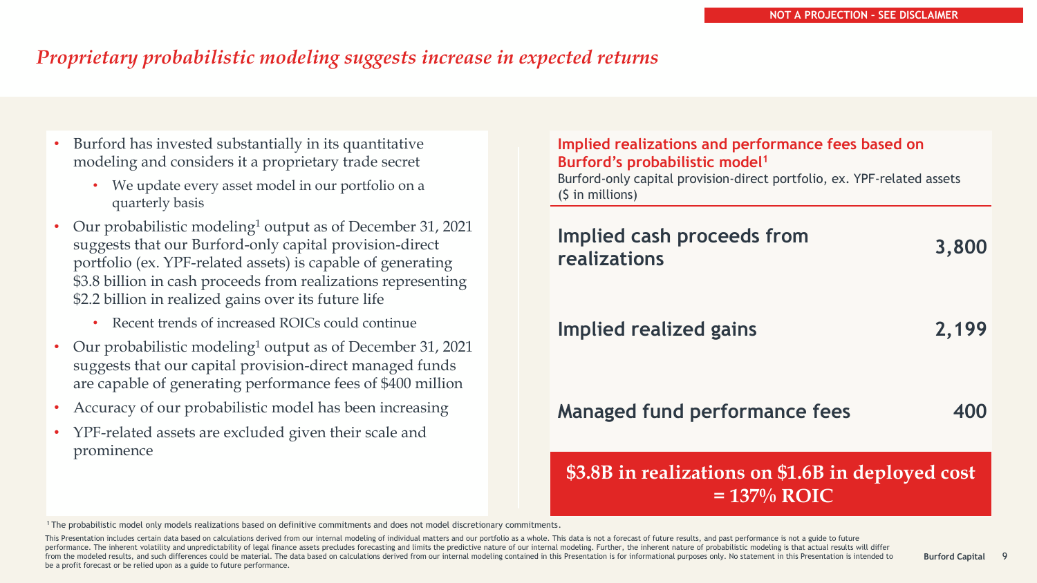NOT A PROJECTION - SEE DISCLAIMER

# *Proprietary probabilistic modeling suggests increase in expected returns*

- Burford has invested substantially in its quantitative modeling and considers it a proprietary trade secret
  - We update every asset model in our portfolio on a quarterly basis
- Our probabilistic modeling[1] output as of December 31, 2021 suggests that our Burford-only capital provision-direct portfolio (ex. YPF-related assets) is capable of generating $3.8 billion in cash proceeds from realizations representing $2.2 billion in realized gains over its future life
  - Recent trends of increased ROICs could continue
- Our probabilistic modeling[1] output as of December 31, 2021 suggests that our capital provision-direct managed funds are capable of generating performance fees of $400 million
- Accuracy of our probabilistic model has been increasing
- YPF-related assets are excluded given their scale and prominence

**Implied realizations and performance fees based on Burford's probabilistic model[1]**

Burford-only capital provision-direct portfolio, ex. YPF-related assets ($ in millions)

| | |
|---|---|
| Implied cash proceeds from realizations | 3,800 |
| Implied realized gains | 2,199 |
| Managed fund performance fees | 400 |

**$3.8B in realizations on $1.6B in deployed cost = 137% ROIC**

[1] The probabilistic model only models realizations based on definitive commitments and does not model discretionary commitments.

This Presentation includes certain data based on calculations derived from our internal modeling of individual matters and our portfolio as a whole. This data is not a forecast of future results, and past performance is not a guide to future performance. The inherent volatility and unpredictability of legal finance assets precludes forecasting and limits the predictive nature of our internal modeling. Further, the inherent nature of probabilistic modeling is that actual results will differ from the modeled results, and such differences could be material. The data based on calculations derived from our internal modeling contained in this Presentation is for informational purposes only. No statement in this Presentation is intended to be a profit forecast or be relied upon as a guide to future performance.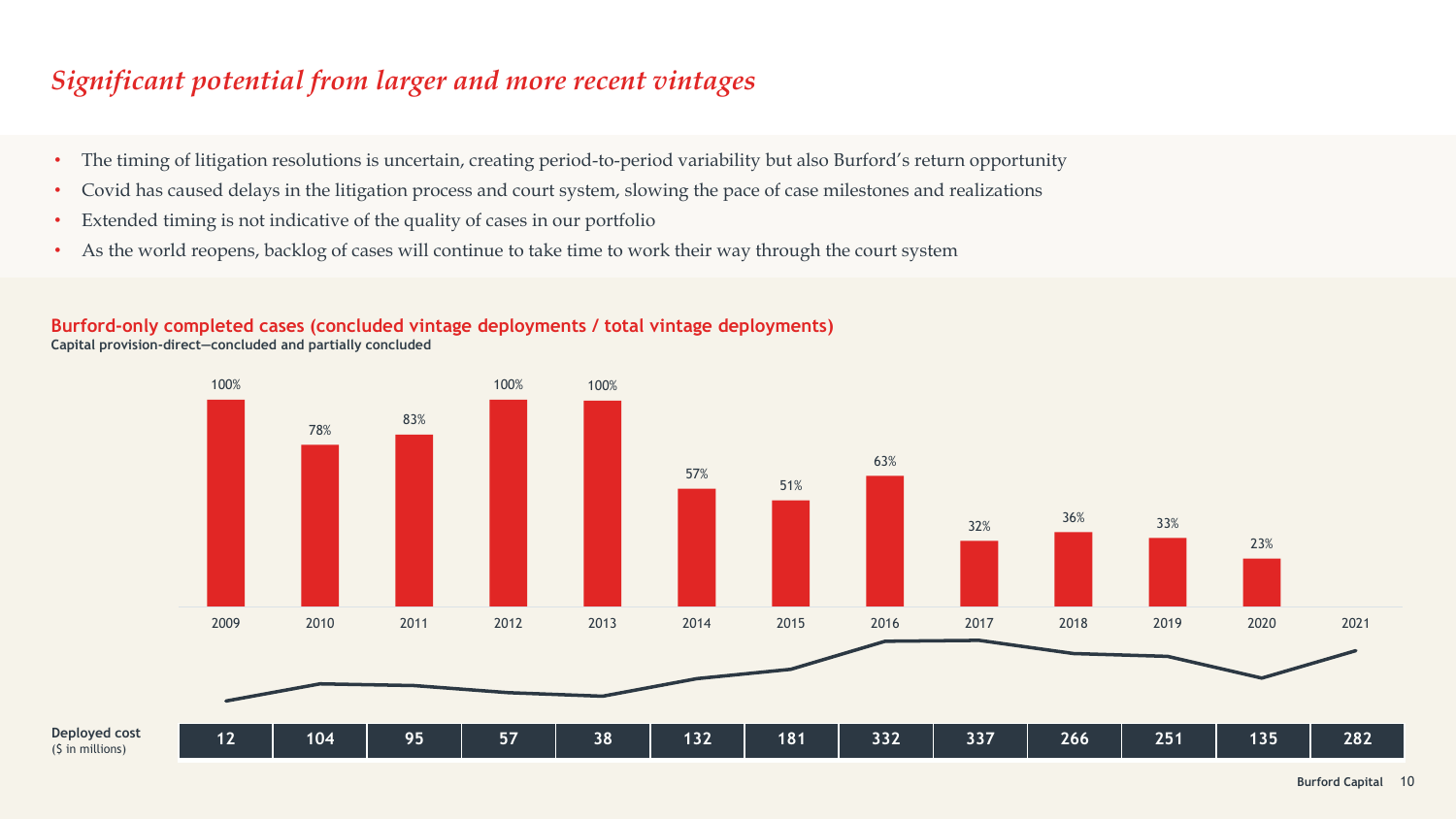# *Significant potential from larger and more recent vintages*

- The timing of litigation resolutions is uncertain, creating period-to-period variability but also Burford's return opportunity
- Covid has caused delays in the litigation process and court system, slowing the pace of case milestones and realizations
- Extended timing is not indicative of the quality of cases in our portfolio
- As the world reopens, backlog of cases will continue to take time to work their way through the court system

**Burford-only completed cases (concluded vintage deployments / total vintage deployments)**
**Capital provision-direct—concluded and partially concluded**

| | 2009 | 2010 | 2011 | 2012 | 2013 | 2014 | 2015 | 2016 | 2017 | 2018 | 2019 | 2020 | 2021 |
|---|---|---|---|---|---|---|---|---|---|---|---|---|---|
| Concluded / total vintage deployments | 100% | 78% | 83% | 100% | 100% | 57% | 51% | 63% | 32% | 36% | 33% | 23% | |
| **Deployed cost** ($ in millions) | 12 | 104 | 95 | 57 | 38 | 132 | 181 | 332 | 337 | 266 | 251 | 135 | 282 |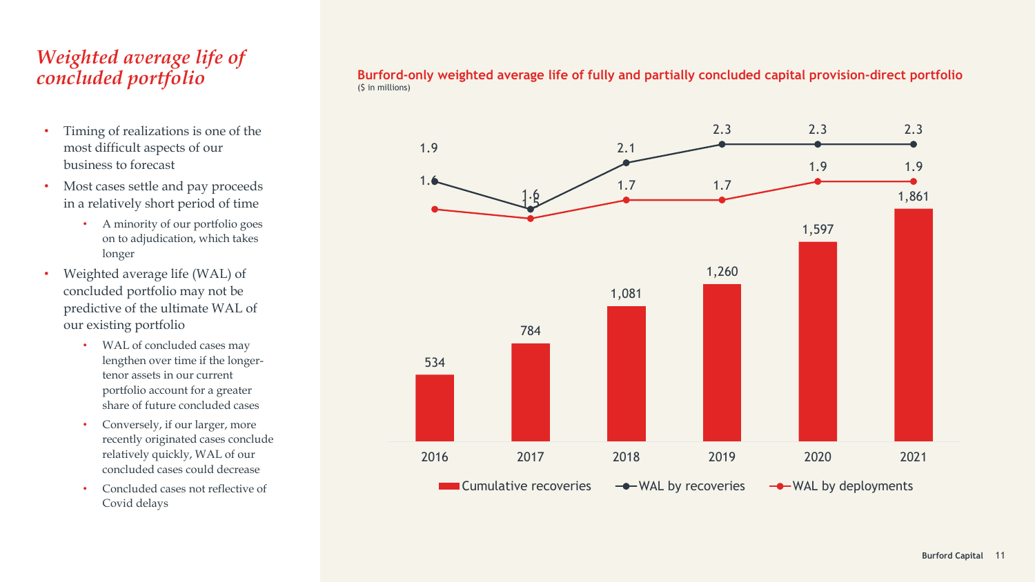# *Weighted average life of concluded portfolio*

- Timing of realizations is one of the most difficult aspects of our business to forecast
- Most cases settle and pay proceeds in a relatively short period of time
  - A minority of our portfolio goes on to adjudication, which takes longer
- Weighted average life (WAL) of concluded portfolio may not be predictive of the ultimate WAL of our existing portfolio
  - WAL of concluded cases may lengthen over time if the longer-tenor assets in our current portfolio account for a greater share of future concluded cases
  - Conversely, if our larger, more recently originated cases conclude relatively quickly, WAL of our concluded cases could decrease
  - Concluded cases not reflective of Covid delays

**Burford-only weighted average life of fully and partially concluded capital provision-direct portfolio**
($ in millions)

| | 2016 | 2017 | 2018 | 2019 | 2020 | 2021 |
|---|---|---|---|---|---|---|
| Cumulative recoveries | 534 | 784 | 1,081 | 1,260 | 1,597 | 1,861 |
| WAL by recoveries | 1.9 | 1.6 | 2.1 | 2.3 | 2.3 | 2.3 |
| WAL by deployments | 1.6 | 1.5 | 1.7 | 1.7 | 1.9 | 1.9 |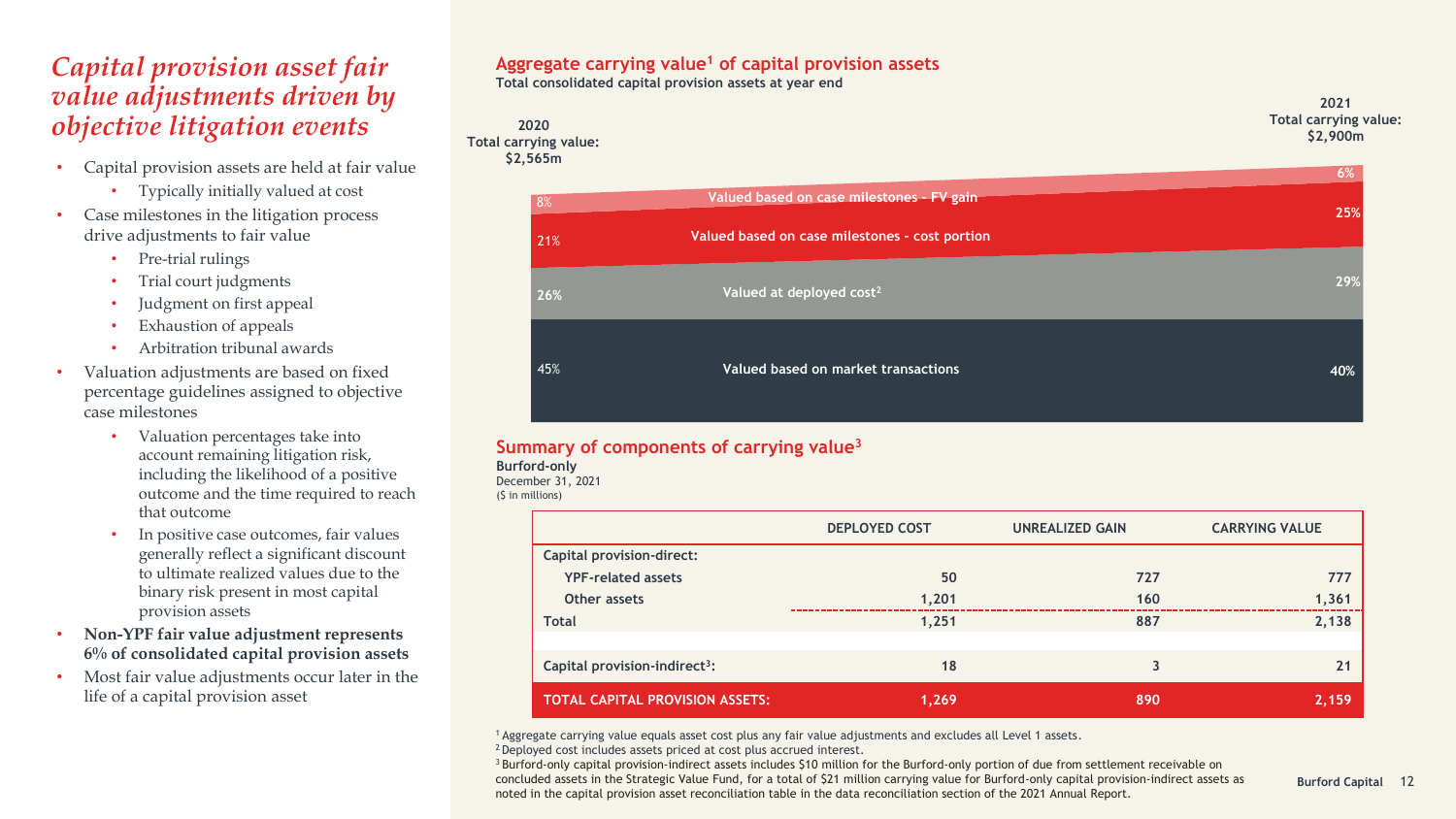# *Capital provision asset fair value adjustments driven by objective litigation events*

- Capital provision assets are held at fair value
  - Typically initially valued at cost
- Case milestones in the litigation process drive adjustments to fair value
  - Pre-trial rulings
  - Trial court judgments
  - Judgment on first appeal
  - Exhaustion of appeals
  - Arbitration tribunal awards
- Valuation adjustments are based on fixed percentage guidelines assigned to objective case milestones
  - Valuation percentages take into account remaining litigation risk, including the likelihood of a positive outcome and the time required to reach that outcome
  - In positive case outcomes, fair values generally reflect a significant discount to ultimate realized values due to the binary risk present in most capital provision assets
- **Non-YPF fair value adjustment represents 6% of consolidated capital provision assets**
- Most fair value adjustments occur later in the life of a capital provision asset

## Aggregate carrying value[1] of capital provision assets

**Total consolidated capital provision assets at year end**

| | 2020 Total carrying value: $2,565m | 2021 Total carrying value: $2,900m |
|---|---|---|
| Valued based on case milestones – FV gain | 8% | 6% |
| Valued based on case milestones - cost portion | 21% | 25% |
| Valued at deployed cost[2] | 26% | 29% |
| Valued based on market transactions | 45% | 40% |

## Summary of components of carrying value[3]

**Burford-only**
December 31, 2021
($ in millions)

| | DEPLOYED COST | UNREALIZED GAIN | CARRYING VALUE |
|---|---|---|---|
| Capital provision-direct: | | | |
| YPF-related assets | 50 | 727 | 777 |
| Other assets | 1,201 | 160 | 1,361 |
| Total | 1,251 | 887 | 2,138 |
| | | | |
| Capital provision-indirect[3]: | 18 | 3 | 21 |
| TOTAL CAPITAL PROVISION ASSETS: | 1,269 | 890 | 2,159 |

[1] Aggregate carrying value equals asset cost plus any fair value adjustments and excludes all Level 1 assets.
[2] Deployed cost includes assets priced at cost plus accrued interest.
[3] Burford-only capital provision-indirect assets includes $10 million for the Burford-only portion of due from settlement receivable on concluded assets in the Strategic Value Fund, for a total of $21 million carrying value for Burford-only capital provision-indirect assets as noted in the capital provision asset reconciliation table in the data reconciliation section of the 2021 Annual Report.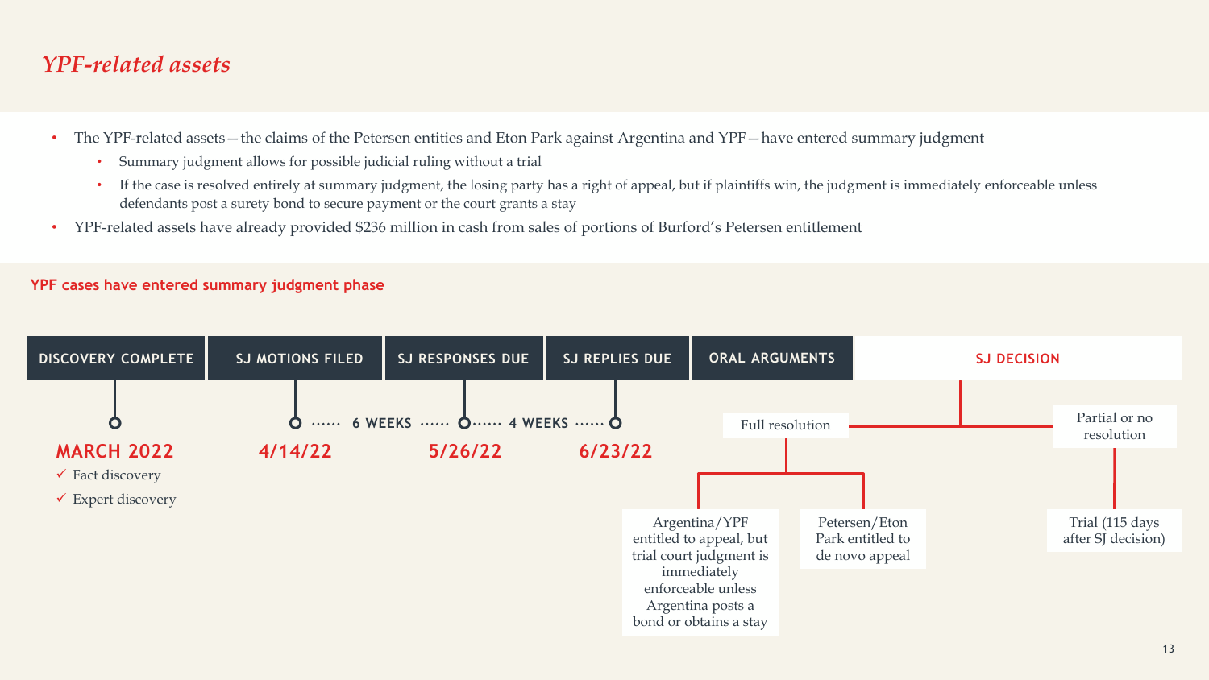# *YPF-related assets*

- The YPF-related assets—the claims of the Petersen entities and Eton Park against Argentina and YPF—have entered summary judgment
  - Summary judgment allows for possible judicial ruling without a trial
  - If the case is resolved entirely at summary judgment, the losing party has a right of appeal, but if plaintiffs win, the judgment is immediately enforceable unless defendants post a surety bond to secure payment or the court grants a stay
- YPF-related assets have already provided $236 million in cash from sales of portions of Burford's Petersen entitlement

## YPF cases have entered summary judgment phase

| DISCOVERY COMPLETE | SJ MOTIONS FILED | SJ RESPONSES DUE | SJ REPLIES DUE | ORAL ARGUMENTS | SJ DECISION |
|---|---|---|---|---|---|
| MARCH 2022 | 4/14/22 | 5/26/22 | 6/23/22 | | |

**MARCH 2022**
- ✓ Fact discovery
- ✓ Expert discovery

4/14/22 ······ 6 WEEKS ······ 5/26/22 ······ 4 WEEKS ······ 6/23/22

**SJ DECISION:**

- Full resolution
  - Argentina/YPF entitled to appeal, but trial court judgment is immediately enforceable unless Argentina posts a bond or obtains a stay
  - Petersen/Eton Park entitled to de novo appeal
- Partial or no resolution
  - Trial (115 days after SJ decision)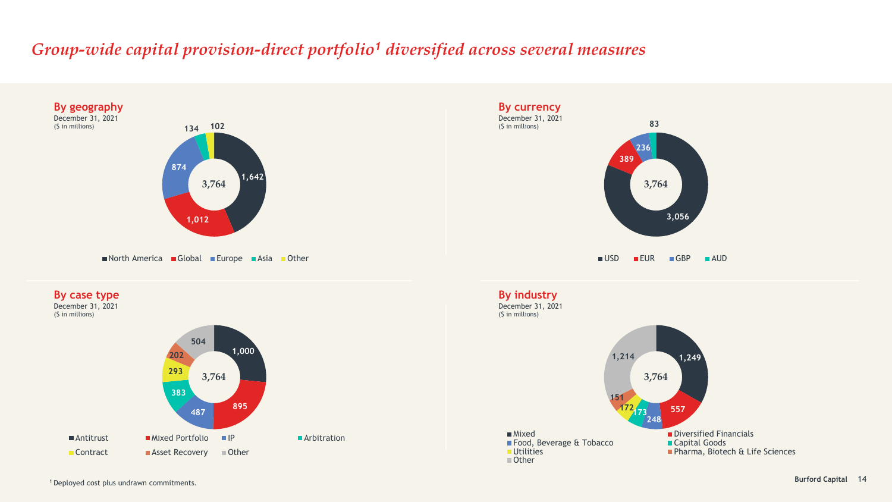# *Group-wide capital provision-direct portfolio[1] diversified across several measures*

## By geography

December 31, 2021
($ in millions)

| Geography | Value |
| --- | --- |
| North America | 1,642 |
| Global | 1,012 |
| Europe | 874 |
| Asia | 134 |
| Other | 102 |
| Total | 3,764 |

## By currency

December 31, 2021
($ in millions)

| Currency | Value |
| --- | --- |
| USD | 3,056 |
| EUR | 389 |
| GBP | 236 |
| AUD | 83 |
| Total | 3,764 |

## By case type

December 31, 2021
($ in millions)

| Case type | Value |
| --- | --- |
| Antitrust | 1,000 |
| Mixed Portfolio | 895 |
| IP | 487 |
| Arbitration | 383 |
| Contract | 293 |
| Asset Recovery | 202 |
| Other | 504 |
| Total | 3,764 |

## By industry

December 31, 2021
($ in millions)

| Industry | Value |
| --- | --- |
| Mixed | 1,249 |
| Diversified Financials | 557 |
| Food, Beverage & Tobacco | 248 |
| Capital Goods | 173 |
| Utilities | 172 |
| Pharma, Biotech & Life Sciences | 151 |
| Other | 1,214 |
| Total | 3,764 |

[1] Deployed cost plus undrawn commitments.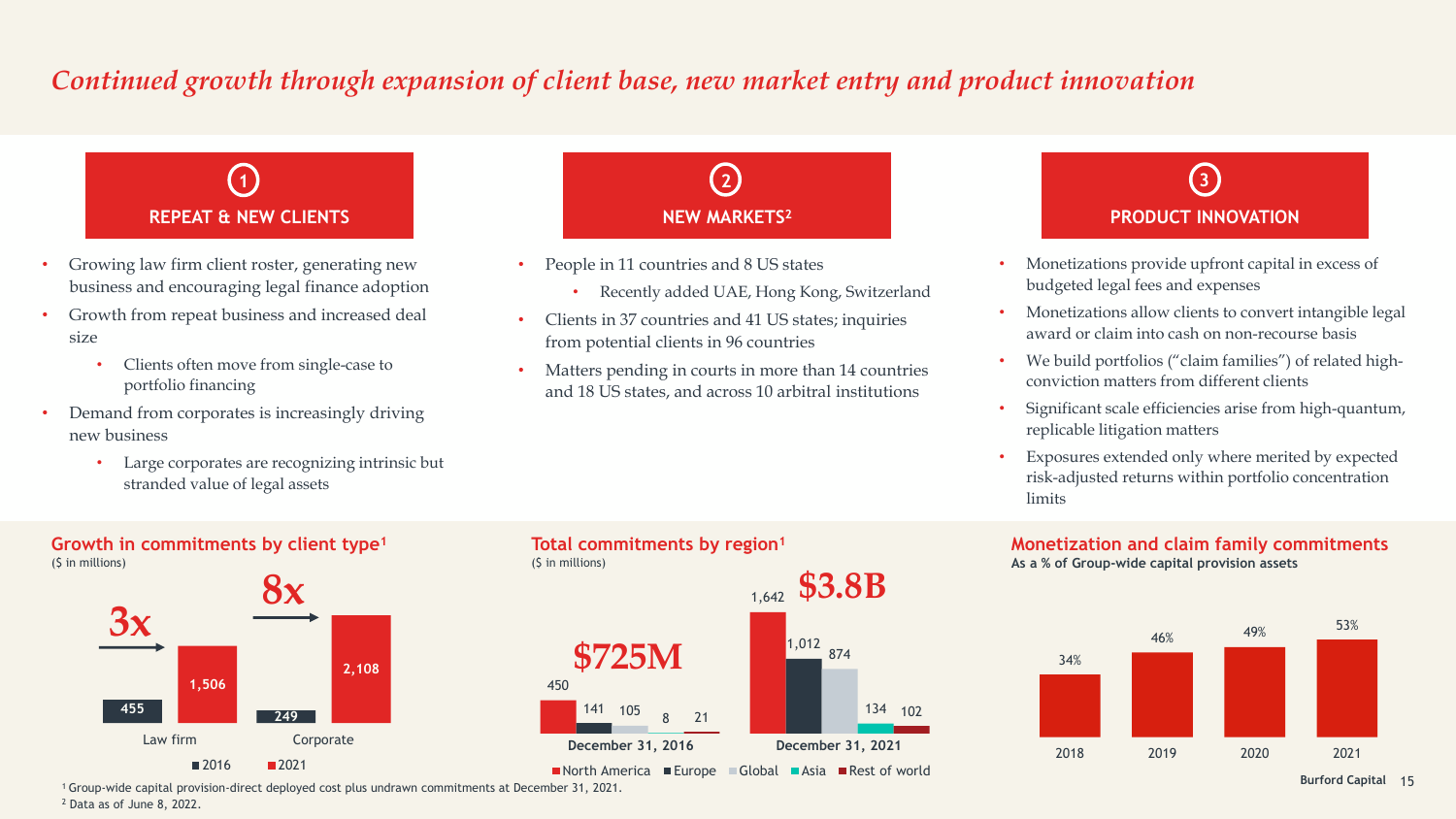# *Continued growth through expansion of client base, new market entry and product innovation*

## 1 REPEAT & NEW CLIENTS

- Growing law firm client roster, generating new business and encouraging legal finance adoption
- Growth from repeat business and increased deal size
  - Clients often move from single-case to portfolio financing
- Demand from corporates is increasingly driving new business
  - Large corporates are recognizing intrinsic but stranded value of legal assets

## 2 NEW MARKETS[2]

- People in 11 countries and 8 US states
  - Recently added UAE, Hong Kong, Switzerland
- Clients in 37 countries and 41 US states; inquiries from potential clients in 96 countries
- Matters pending in courts in more than 14 countries and 18 US states, and across 10 arbitral institutions

## 3 PRODUCT INNOVATION

- Monetizations provide upfront capital in excess of budgeted legal fees and expenses
- Monetizations allow clients to convert intangible legal award or claim into cash on non-recourse basis
- We build portfolios ("claim families") of related high-conviction matters from different clients
- Significant scale efficiencies arise from high-quantum, replicable litigation matters
- Exposures extended only where merited by expected risk-adjusted returns within portfolio concentration limits

### Growth in commitments by client type[1]

($ in millions)

| | 2016 | 2021 | Growth |
|---|---|---|---|
| Law firm | 455 | 1,506 | 3x |
| Corporate | 249 | 2,108 | 8x |

### Total commitments by region[1]

($ in millions)

| | North America | Europe | Global | Asia | Rest of world | Total |
|---|---|---|---|---|---|---|
| December 31, 2016 | 450 | 141 | 105 | 8 | 21 | $725M |
| December 31, 2021 | 1,642 | 1,012 | 874 | 134 | 102 | $3.8B |

### Monetization and claim family commitments

**As a % of Group-wide capital provision assets**

| 2018 | 2019 | 2020 | 2021 |
|---|---|---|---|
| 34% | 46% | 49% | 53% |

[1] Group-wide capital provision-direct deployed cost plus undrawn commitments at December 31, 2021.
[2] Data as of June 8, 2022.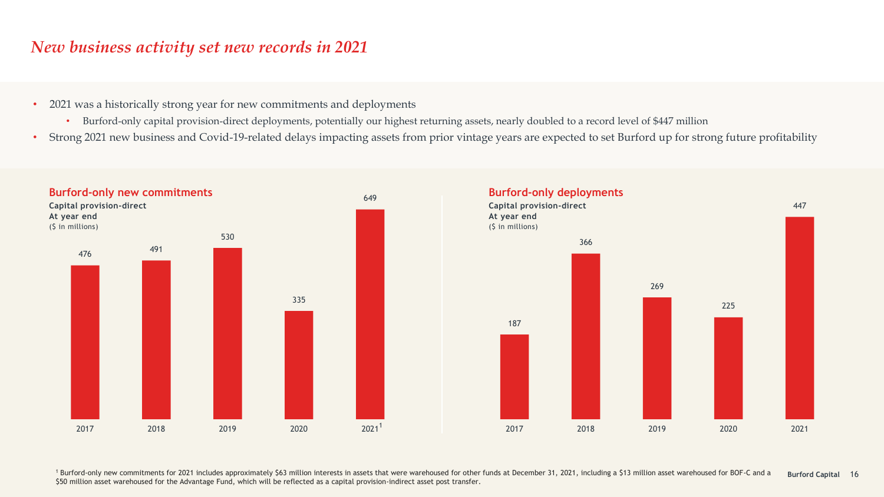# *New business activity set new records in 2021*

- 2021 was a historically strong year for new commitments and deployments
  - Burford-only capital provision-direct deployments, potentially our highest returning assets, nearly doubled to a record level of $447 million
- Strong 2021 new business and Covid-19-related delays impacting assets from prior vintage years are expected to set Burford up for strong future profitability

## Burford-only new commitments

**Capital provision-direct**
**At year end**
($ in millions)

| Year | Value |
|---|---|
| 2017 | 476 |
| 2018 | 491 |
| 2019 | 530 |
| 2020 | 335 |
| 2021[1] | 649 |

## Burford-only deployments

**Capital provision-direct**
**At year end**
($ in millions)

| Year | Value |
|---|---|
| 2017 | 187 |
| 2018 | 366 |
| 2019 | 269 |
| 2020 | 225 |
| 2021 | 447 |

[1] Burford-only new commitments for 2021 includes approximately $63 million interests in assets that were warehoused for other funds at December 31, 2021, including a $13 million asset warehoused for BOF-C and a $50 million asset warehoused for the Advantage Fund, which will be reflected as a capital provision-indirect asset post transfer.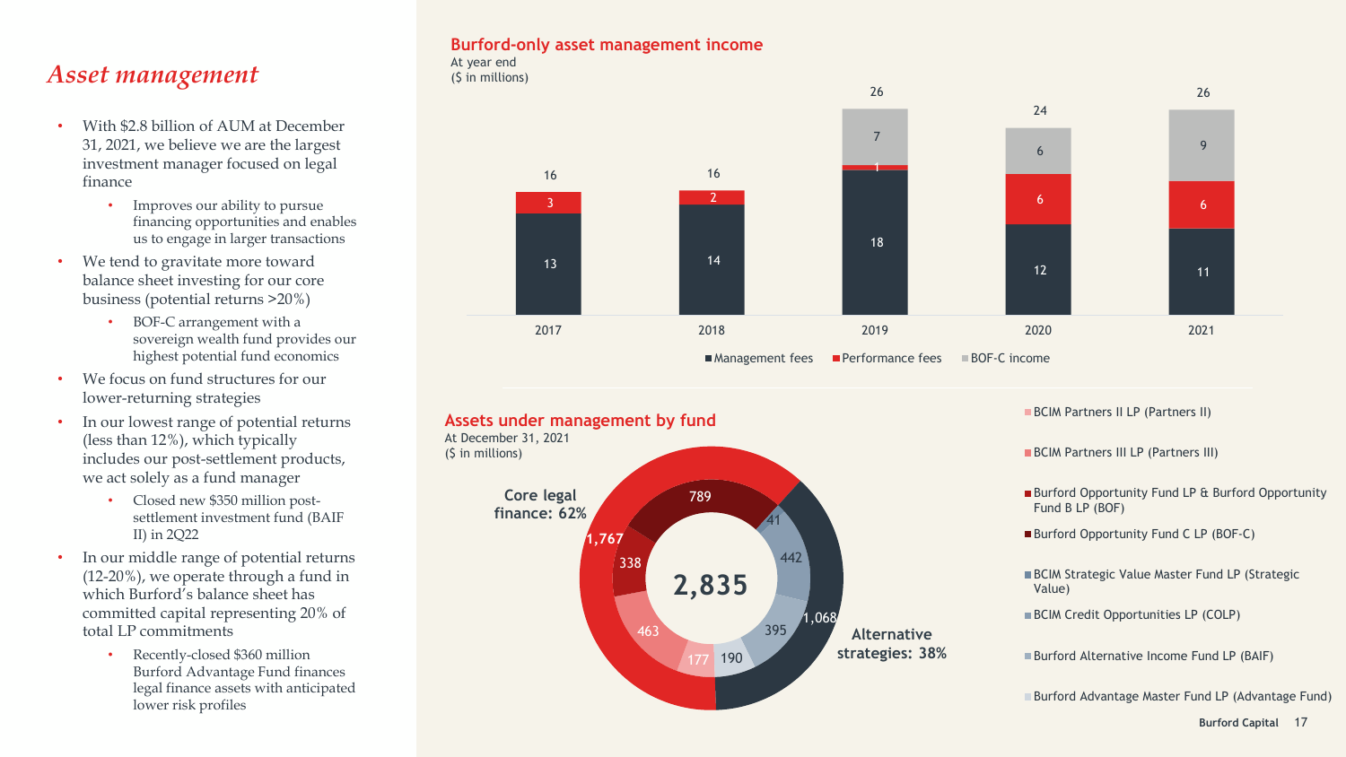# *Asset management*

- With $2.8 billion of AUM at December 31, 2021, we believe we are the largest investment manager focused on legal finance
  - Improves our ability to pursue financing opportunities and enables us to engage in larger transactions
- We tend to gravitate more toward balance sheet investing for our core business (potential returns >20%)
  - BOF-C arrangement with a sovereign wealth fund provides our highest potential fund economics
- We focus on fund structures for our lower-returning strategies
- In our lowest range of potential returns (less than 12%), which typically includes our post-settlement products, we act solely as a fund manager
  - Closed new $350 million post-settlement investment fund (BAIF II) in 2Q22
- In our middle range of potential returns (12-20%), we operate through a fund in which Burford's balance sheet has committed capital representing 20% of total LP commitments
  - Recently-closed $360 million Burford Advantage Fund finances legal finance assets with anticipated lower risk profiles

## Burford-only asset management income

At year end
($ in millions)

| | 2017 | 2018 | 2019 | 2020 | 2021 |
|---|---|---|---|---|---|
| Management fees | 13 | 14 | 18 | 12 | 11 |
| Performance fees | 3 | 2 | 1 | 6 | 6 |
| BOF-C income | | | 7 | 6 | 9 |
| Total | 16 | 16 | 26 | 24 | 26 |

## Assets under management by fund

At December 31, 2021
($ in millions)

Total: 2,835

Core legal finance: 62% (1,767)

Alternative strategies: 38% (1,068)

| Fund | AUM |
|---|---|
| BCIM Partners II LP (Partners II) | 177 |
| BCIM Partners III LP (Partners III) | 463 |
| Burford Opportunity Fund LP & Burford Opportunity Fund B LP (BOF) | 338 |
| Burford Opportunity Fund C LP (BOF-C) | 789 |
| BCIM Strategic Value Master Fund LP (Strategic Value) | 41 |
| BCIM Credit Opportunities LP (COLP) | 442 |
| Burford Alternative Income Fund LP (BAIF) | 395 |
| Burford Advantage Master Fund LP (Advantage Fund) | 190 |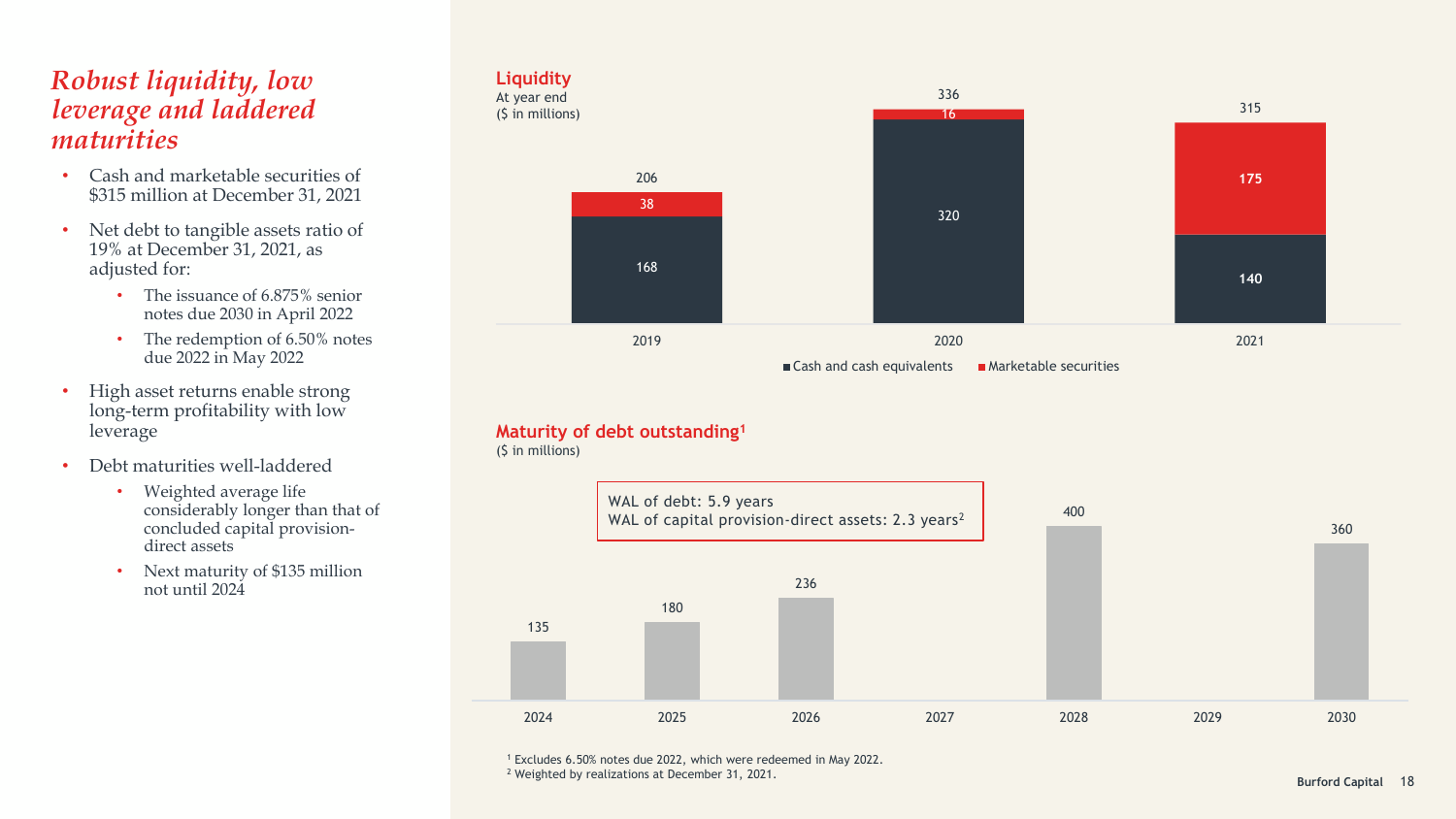# *Robust liquidity, low leverage and laddered maturities*

- Cash and marketable securities of $315 million at December 31, 2021
- Net debt to tangible assets ratio of 19% at December 31, 2021, as adjusted for:
  - The issuance of 6.875% senior notes due 2030 in April 2022
  - The redemption of 6.50% notes due 2022 in May 2022
- High asset returns enable strong long-term profitability with low leverage
- Debt maturities well-laddered
  - Weighted average life considerably longer than that of concluded capital provision-direct assets
  - Next maturity of $135 million not until 2024

## Liquidity

At year end
($ in millions)

| | 2019 | 2020 | 2021 |
|---|---|---|---|
| Cash and cash equivalents | 168 | 320 | 140 |
| Marketable securities | 38 | 16 | 175 |
| Total | 206 | 336 | 315 |

## Maturity of debt outstanding[1]

($ in millions)

WAL of debt: 5.9 years
WAL of capital provision-direct assets: 2.3 years[2]

| 2024 | 2025 | 2026 | 2027 | 2028 | 2029 | 2030 |
|---|---|---|---|---|---|---|
| 135 | 180 | 236 | | 400 | | 360 |

[1] Excludes 6.50% notes due 2022, which were redeemed in May 2022.
[2] Weighted by realizations at December 31, 2021.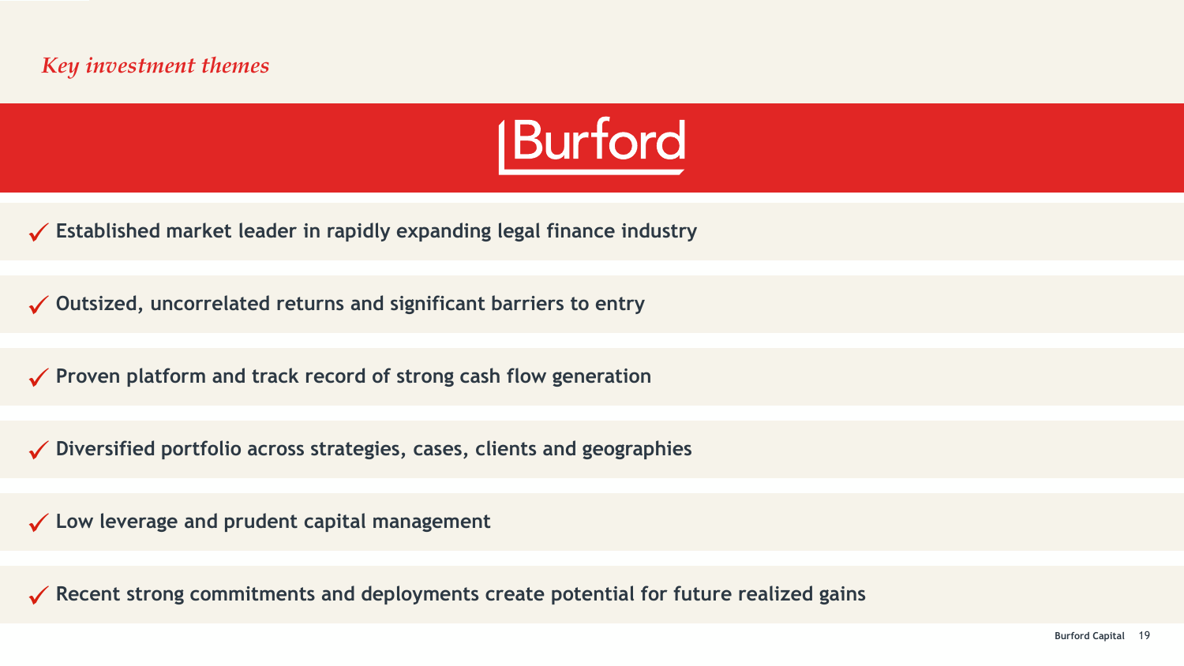*Key investment themes*

# Burford

- ✓ **Established market leader in rapidly expanding legal finance industry**
- ✓ **Outsized, uncorrelated returns and significant barriers to entry**
- ✓ **Proven platform and track record of strong cash flow generation**
- ✓ **Diversified portfolio across strategies, cases, clients and geographies**
- ✓ **Low leverage and prudent capital management**
- ✓ **Recent strong commitments and deployments create potential for future realized gains**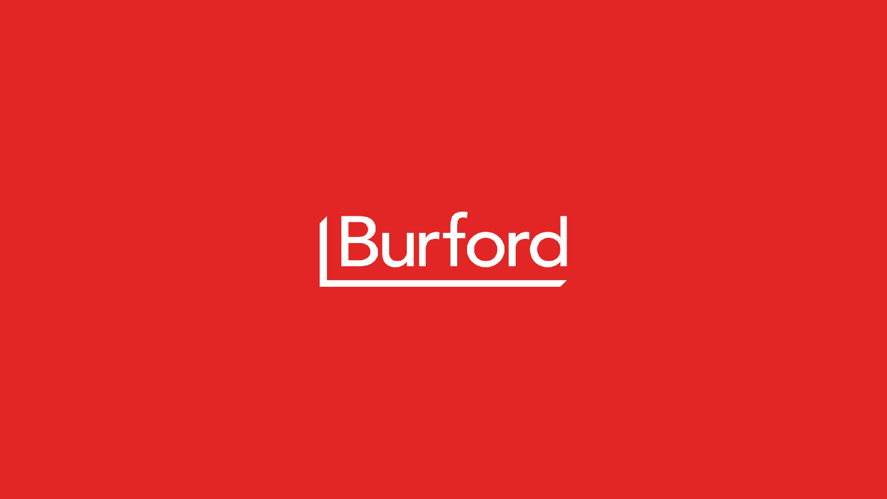Burford